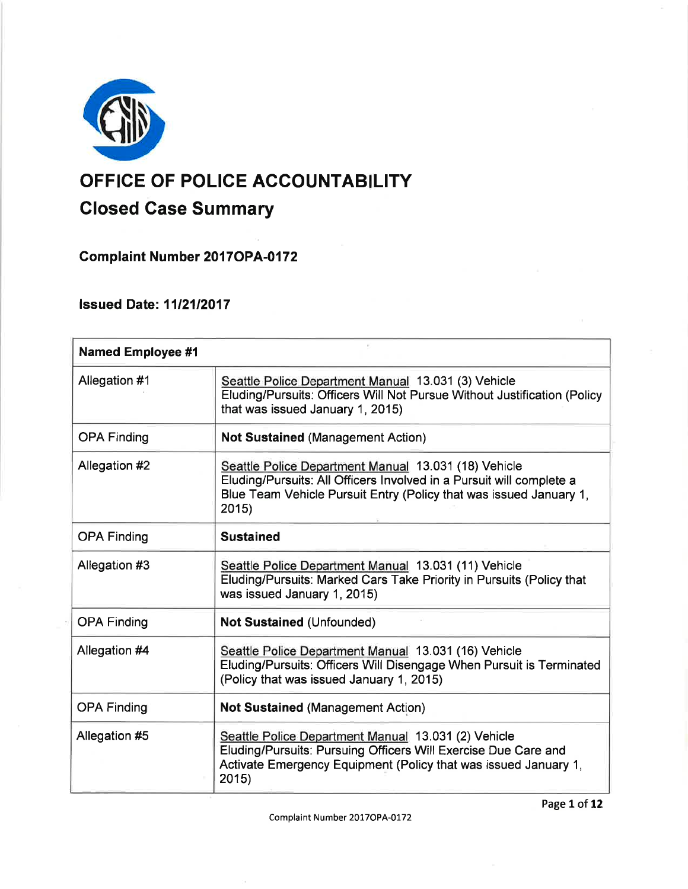# OFFICE OF POLICE ACCOUNTABILITY

## Closed Case Summary

### Complaint Number 2017OPA-0172

### Issued Date: 11/21/2017

| Named Employee #1 | |
|---|---|
| Allegation #1 | Seattle Police Department Manual 13.031 (3) Vehicle Eluding/Pursuits: Officers Will Not Pursue Without Justification (Policy that was issued January 1, 2015) |
| OPA Finding | **Not Sustained** (Management Action) |
| Allegation #2 | Seattle Police Department Manual 13.031 (18) Vehicle Eluding/Pursuits: All Officers Involved in a Pursuit will complete a Blue Team Vehicle Pursuit Entry (Policy that was issued January 1, 2015) |
| OPA Finding | **Sustained** |
| Allegation #3 | Seattle Police Department Manual 13.031 (11) Vehicle Eluding/Pursuits: Marked Cars Take Priority in Pursuits (Policy that was issued January 1, 2015) |
| OPA Finding | **Not Sustained** (Unfounded) |
| Allegation #4 | Seattle Police Department Manual 13.031 (16) Vehicle Eluding/Pursuits: Officers Will Disengage When Pursuit is Terminated (Policy that was issued January 1, 2015) |
| OPA Finding | **Not Sustained** (Management Action) |
| Allegation #5 | Seattle Police Department Manual 13.031 (2) Vehicle Eluding/Pursuits: Pursuing Officers Will Exercise Due Care and Activate Emergency Equipment (Policy that was issued January 1, 2015) |

Complaint Number 2017OPA-0172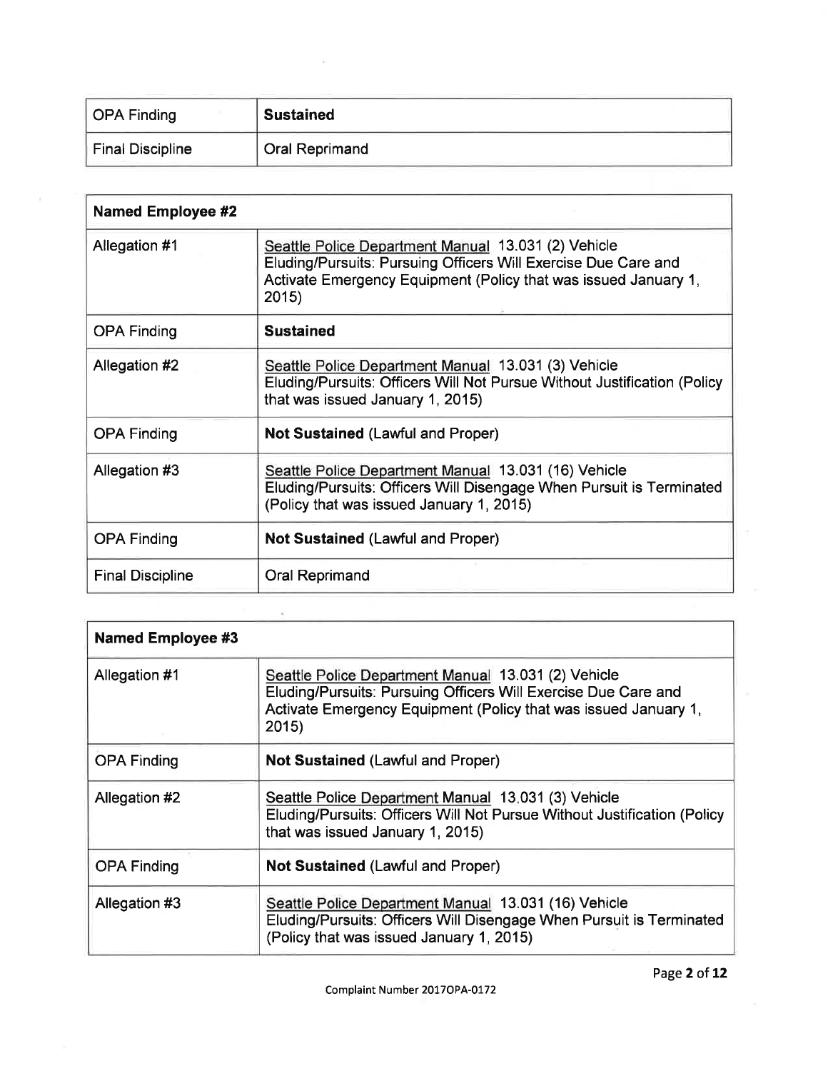| OPA Finding | **Sustained** |
|---|---|
| Final Discipline | Oral Reprimand |

| **Named Employee #2** | |
|---|---|
| Allegation #1 | Seattle Police Department Manual 13.031 (2) Vehicle Eluding/Pursuits: Pursuing Officers Will Exercise Due Care and Activate Emergency Equipment (Policy that was issued January 1, 2015) |
| OPA Finding | **Sustained** |
| Allegation #2 | Seattle Police Department Manual 13.031 (3) Vehicle Eluding/Pursuits: Officers Will Not Pursue Without Justification (Policy that was issued January 1, 2015) |
| OPA Finding | **Not Sustained** (Lawful and Proper) |
| Allegation #3 | Seattle Police Department Manual 13.031 (16) Vehicle Eluding/Pursuits: Officers Will Disengage When Pursuit is Terminated (Policy that was issued January 1, 2015) |
| OPA Finding | **Not Sustained** (Lawful and Proper) |
| Final Discipline | Oral Reprimand |

| **Named Employee #3** | |
|---|---|
| Allegation #1 | Seattle Police Department Manual 13.031 (2) Vehicle Eluding/Pursuits: Pursuing Officers Will Exercise Due Care and Activate Emergency Equipment (Policy that was issued January 1, 2015) |
| OPA Finding | **Not Sustained** (Lawful and Proper) |
| Allegation #2 | Seattle Police Department Manual 13.031 (3) Vehicle Eluding/Pursuits: Officers Will Not Pursue Without Justification (Policy that was issued January 1, 2015) |
| OPA Finding | **Not Sustained** (Lawful and Proper) |
| Allegation #3 | Seattle Police Department Manual 13.031 (16) Vehicle Eluding/Pursuits: Officers Will Disengage When Pursuit is Terminated (Policy that was issued January 1, 2015) |

Complaint Number 2017OPA-0172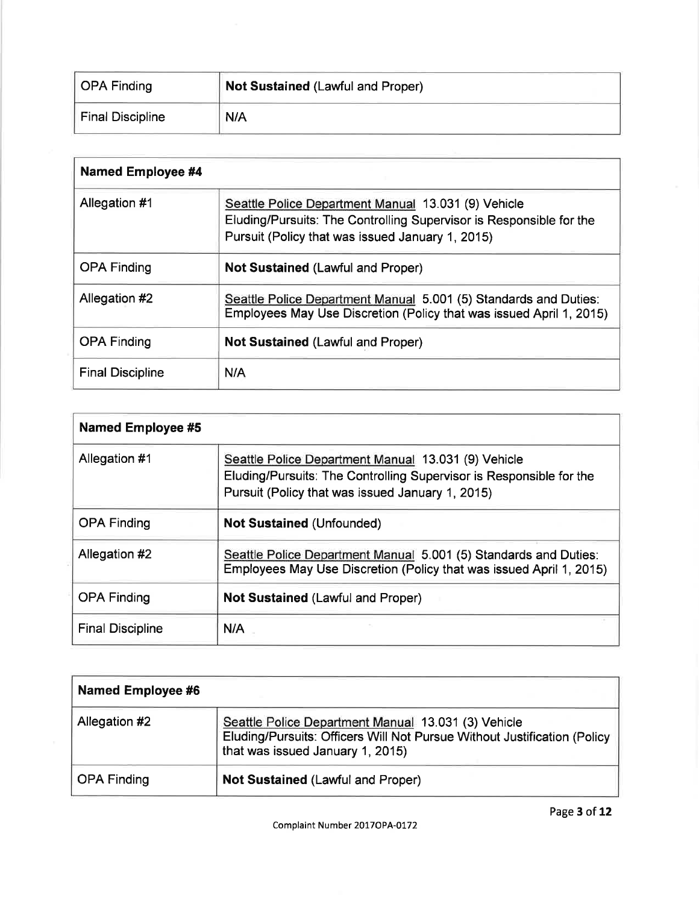| | |
|---|---|
| OPA Finding | **Not Sustained** (Lawful and Proper) |
| Final Discipline | N/A |

| **Named Employee #4** | |
|---|---|
| Allegation #1 | Seattle Police Department Manual 13.031 (9) Vehicle Eluding/Pursuits: The Controlling Supervisor is Responsible for the Pursuit (Policy that was issued January 1, 2015) |
| OPA Finding | **Not Sustained** (Lawful and Proper) |
| Allegation #2 | Seattle Police Department Manual 5.001 (5) Standards and Duties: Employees May Use Discretion (Policy that was issued April 1, 2015) |
| OPA Finding | **Not Sustained** (Lawful and Proper) |
| Final Discipline | N/A |

| **Named Employee #5** | |
|---|---|
| Allegation #1 | Seattle Police Department Manual 13.031 (9) Vehicle Eluding/Pursuits: The Controlling Supervisor is Responsible for the Pursuit (Policy that was issued January 1, 2015) |
| OPA Finding | **Not Sustained** (Unfounded) |
| Allegation #2 | Seattle Police Department Manual 5.001 (5) Standards and Duties: Employees May Use Discretion (Policy that was issued April 1, 2015) |
| OPA Finding | **Not Sustained** (Lawful and Proper) |
| Final Discipline | N/A |

| **Named Employee #6** | |
|---|---|
| Allegation #2 | Seattle Police Department Manual 13.031 (3) Vehicle Eluding/Pursuits: Officers Will Not Pursue Without Justification (Policy that was issued January 1, 2015) |
| OPA Finding | **Not Sustained** (Lawful and Proper) |

Complaint Number 2017OPA-0172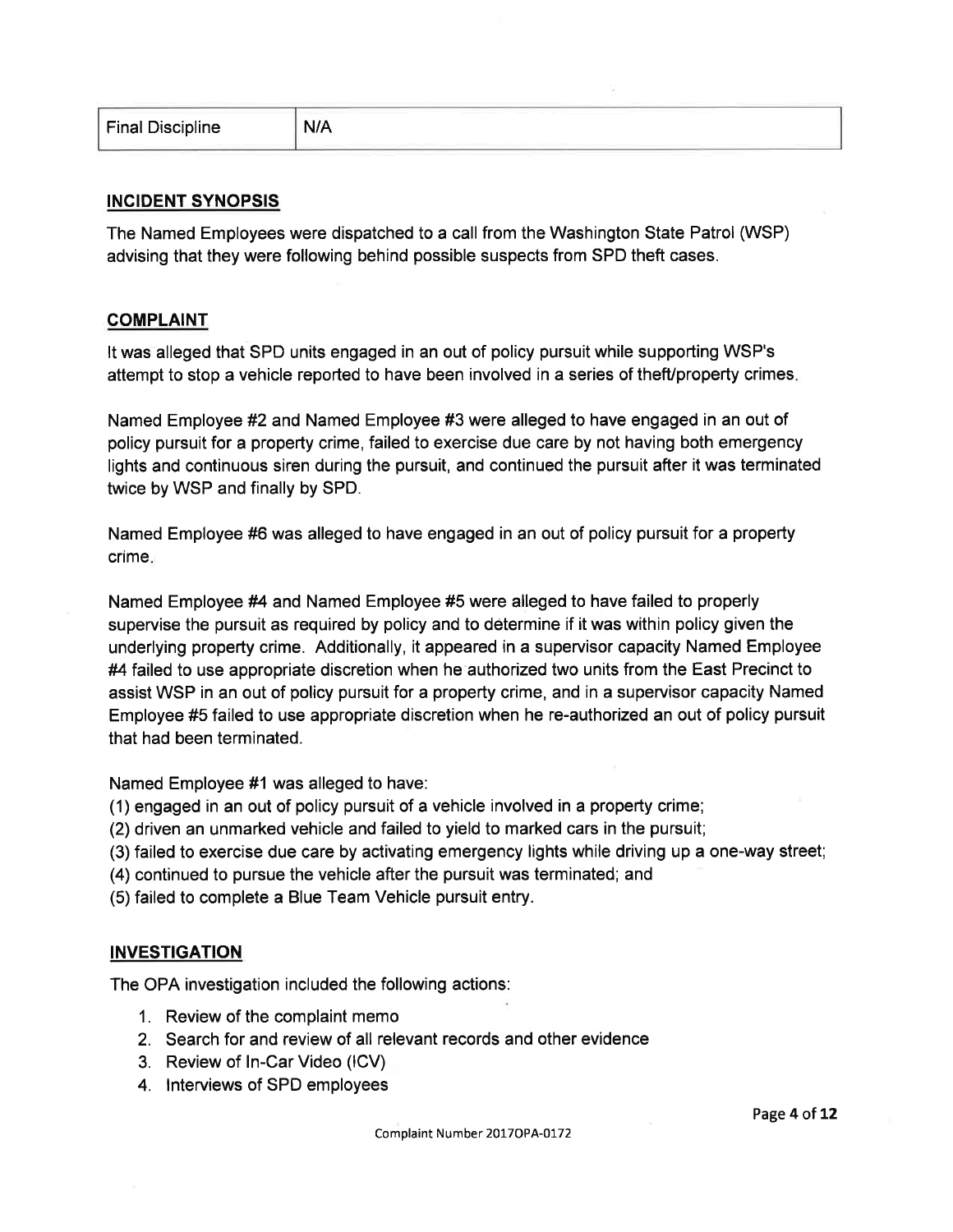| Final Discipline | N/A |
|---|---|

## INCIDENT SYNOPSIS

The Named Employees were dispatched to a call from the Washington State Patrol (WSP) advising that they were following behind possible suspects from SPD theft cases.

## COMPLAINT

It was alleged that SPD units engaged in an out of policy pursuit while supporting WSP's attempt to stop a vehicle reported to have been involved in a series of theft/property crimes.

Named Employee #2 and Named Employee #3 were alleged to have engaged in an out of policy pursuit for a property crime, failed to exercise due care by not having both emergency lights and continuous siren during the pursuit, and continued the pursuit after it was terminated twice by WSP and finally by SPD.

Named Employee #6 was alleged to have engaged in an out of policy pursuit for a property crime.

Named Employee #4 and Named Employee #5 were alleged to have failed to properly supervise the pursuit as required by policy and to determine if it was within policy given the underlying property crime. Additionally, it appeared in a supervisor capacity Named Employee #4 failed to use appropriate discretion when he authorized two units from the East Precinct to assist WSP in an out of policy pursuit for a property crime, and in a supervisor capacity Named Employee #5 failed to use appropriate discretion when he re-authorized an out of policy pursuit that had been terminated.

Named Employee #1 was alleged to have:

(1) engaged in an out of policy pursuit of a vehicle involved in a property crime;
(2) driven an unmarked vehicle and failed to yield to marked cars in the pursuit;
(3) failed to exercise due care by activating emergency lights while driving up a one-way street;
(4) continued to pursue the vehicle after the pursuit was terminated; and
(5) failed to complete a Blue Team Vehicle pursuit entry.

## INVESTIGATION

The OPA investigation included the following actions:

1. Review of the complaint memo
2. Search for and review of all relevant records and other evidence
3. Review of In-Car Video (ICV)
4. Interviews of SPD employees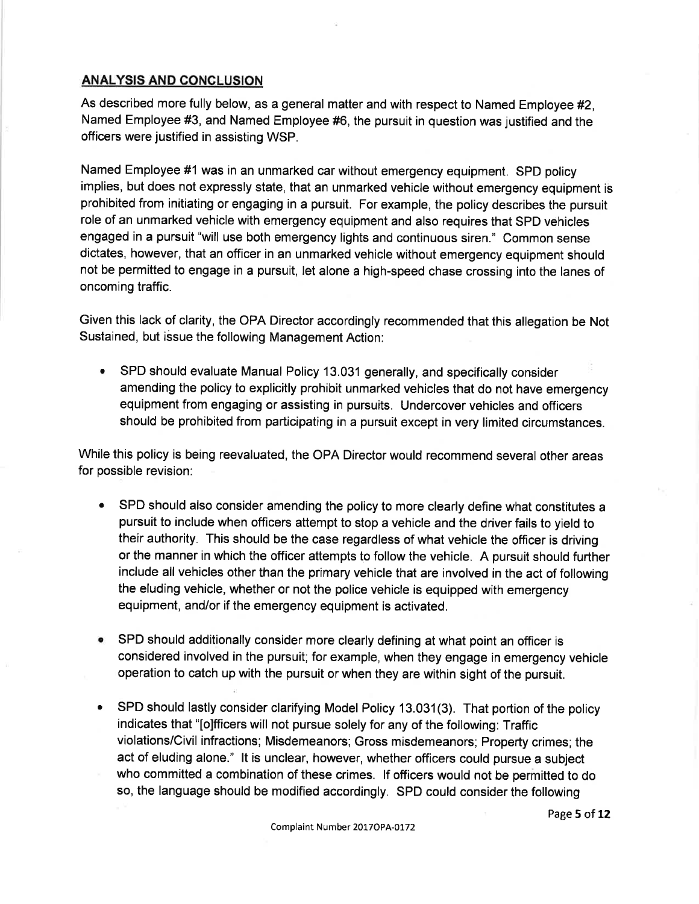## ANALYSIS AND CONCLUSION

As described more fully below, as a general matter and with respect to Named Employee #2, Named Employee #3, and Named Employee #6, the pursuit in question was justified and the officers were justified in assisting WSP.

Named Employee #1 was in an unmarked car without emergency equipment. SPD policy implies, but does not expressly state, that an unmarked vehicle without emergency equipment is prohibited from initiating or engaging in a pursuit. For example, the policy describes the pursuit role of an unmarked vehicle with emergency equipment and also requires that SPD vehicles engaged in a pursuit "will use both emergency lights and continuous siren." Common sense dictates, however, that an officer in an unmarked vehicle without emergency equipment should not be permitted to engage in a pursuit, let alone a high-speed chase crossing into the lanes of oncoming traffic.

Given this lack of clarity, the OPA Director accordingly recommended that this allegation be Not Sustained, but issue the following Management Action:

- SPD should evaluate Manual Policy 13.031 generally, and specifically consider amending the policy to explicitly prohibit unmarked vehicles that do not have emergency equipment from engaging or assisting in pursuits. Undercover vehicles and officers should be prohibited from participating in a pursuit except in very limited circumstances.

While this policy is being reevaluated, the OPA Director would recommend several other areas for possible revision:

- SPD should also consider amending the policy to more clearly define what constitutes a pursuit to include when officers attempt to stop a vehicle and the driver fails to yield to their authority. This should be the case regardless of what vehicle the officer is driving or the manner in which the officer attempts to follow the vehicle. A pursuit should further include all vehicles other than the primary vehicle that are involved in the act of following the eluding vehicle, whether or not the police vehicle is equipped with emergency equipment, and/or if the emergency equipment is activated.

- SPD should additionally consider more clearly defining at what point an officer is considered involved in the pursuit; for example, when they engage in emergency vehicle operation to catch up with the pursuit or when they are within sight of the pursuit.

- SPD should lastly consider clarifying Model Policy 13.031(3). That portion of the policy indicates that "[o]fficers will not pursue solely for any of the following: Traffic violations/Civil infractions; Misdemeanors; Gross misdemeanors; Property crimes; the act of eluding alone." It is unclear, however, whether officers could pursue a subject who committed a combination of these crimes. If officers would not be permitted to do so, the language should be modified accordingly. SPD could consider the following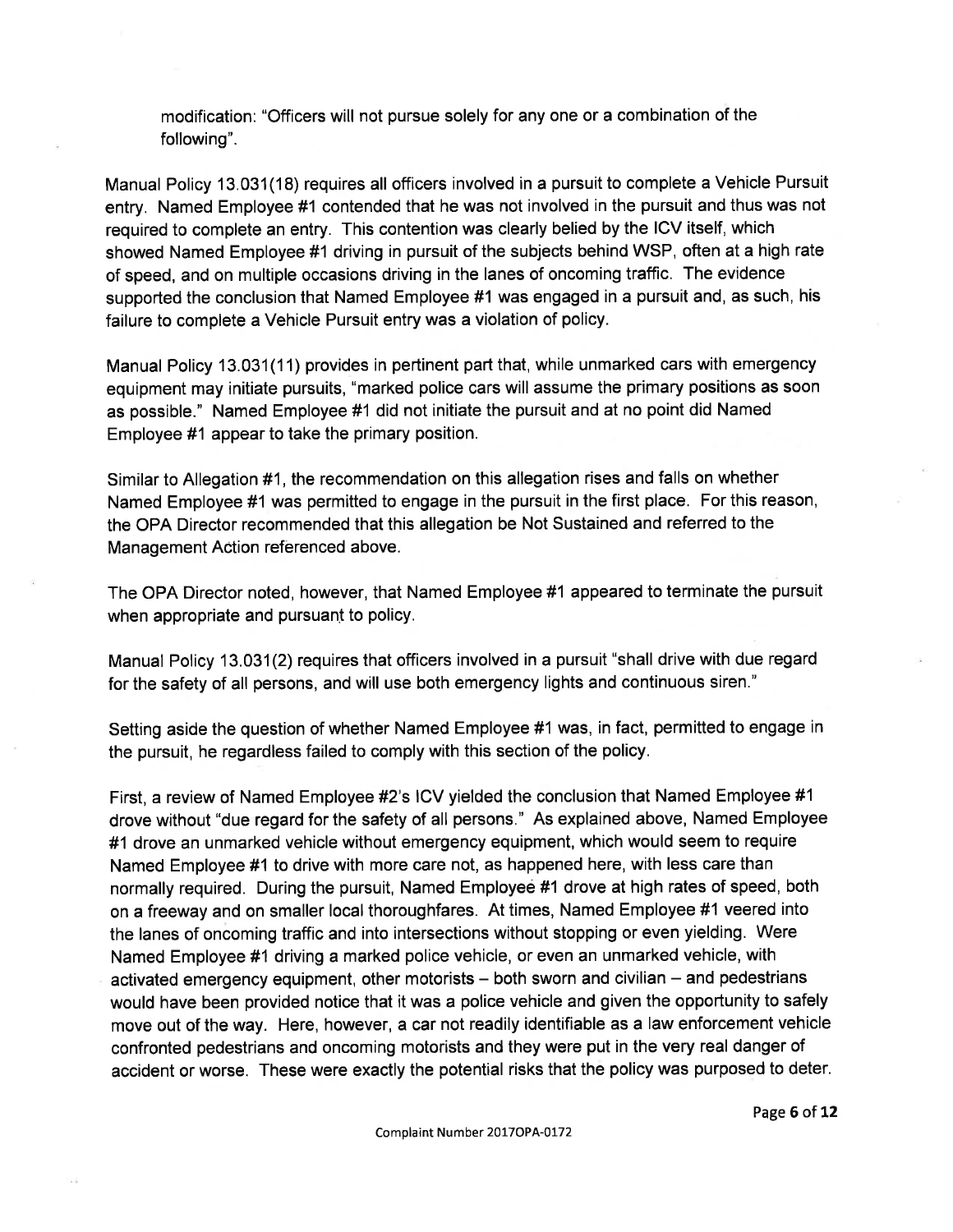modification: "Officers will not pursue solely for any one or a combination of the following".

Manual Policy 13.031(18) requires all officers involved in a pursuit to complete a Vehicle Pursuit entry. Named Employee #1 contended that he was not involved in the pursuit and thus was not required to complete an entry. This contention was clearly belied by the ICV itself, which showed Named Employee #1 driving in pursuit of the subjects behind WSP, often at a high rate of speed, and on multiple occasions driving in the lanes of oncoming traffic. The evidence supported the conclusion that Named Employee #1 was engaged in a pursuit and, as such, his failure to complete a Vehicle Pursuit entry was a violation of policy.

Manual Policy 13.031(11) provides in pertinent part that, while unmarked cars with emergency equipment may initiate pursuits, "marked police cars will assume the primary positions as soon as possible." Named Employee #1 did not initiate the pursuit and at no point did Named Employee #1 appear to take the primary position.

Similar to Allegation #1, the recommendation on this allegation rises and falls on whether Named Employee #1 was permitted to engage in the pursuit in the first place. For this reason, the OPA Director recommended that this allegation be Not Sustained and referred to the Management Action referenced above.

The OPA Director noted, however, that Named Employee #1 appeared to terminate the pursuit when appropriate and pursuant to policy.

Manual Policy 13.031(2) requires that officers involved in a pursuit "shall drive with due regard for the safety of all persons, and will use both emergency lights and continuous siren."

Setting aside the question of whether Named Employee #1 was, in fact, permitted to engage in the pursuit, he regardless failed to comply with this section of the policy.

First, a review of Named Employee #2's ICV yielded the conclusion that Named Employee #1 drove without "due regard for the safety of all persons." As explained above, Named Employee #1 drove an unmarked vehicle without emergency equipment, which would seem to require Named Employee #1 to drive with more care not, as happened here, with less care than normally required. During the pursuit, Named Employee #1 drove at high rates of speed, both on a freeway and on smaller local thoroughfares. At times, Named Employee #1 veered into the lanes of oncoming traffic and into intersections without stopping or even yielding. Were Named Employee #1 driving a marked police vehicle, or even an unmarked vehicle, with activated emergency equipment, other motorists – both sworn and civilian – and pedestrians would have been provided notice that it was a police vehicle and given the opportunity to safely move out of the way. Here, however, a car not readily identifiable as a law enforcement vehicle confronted pedestrians and oncoming motorists and they were put in the very real danger of accident or worse. These were exactly the potential risks that the policy was purposed to deter.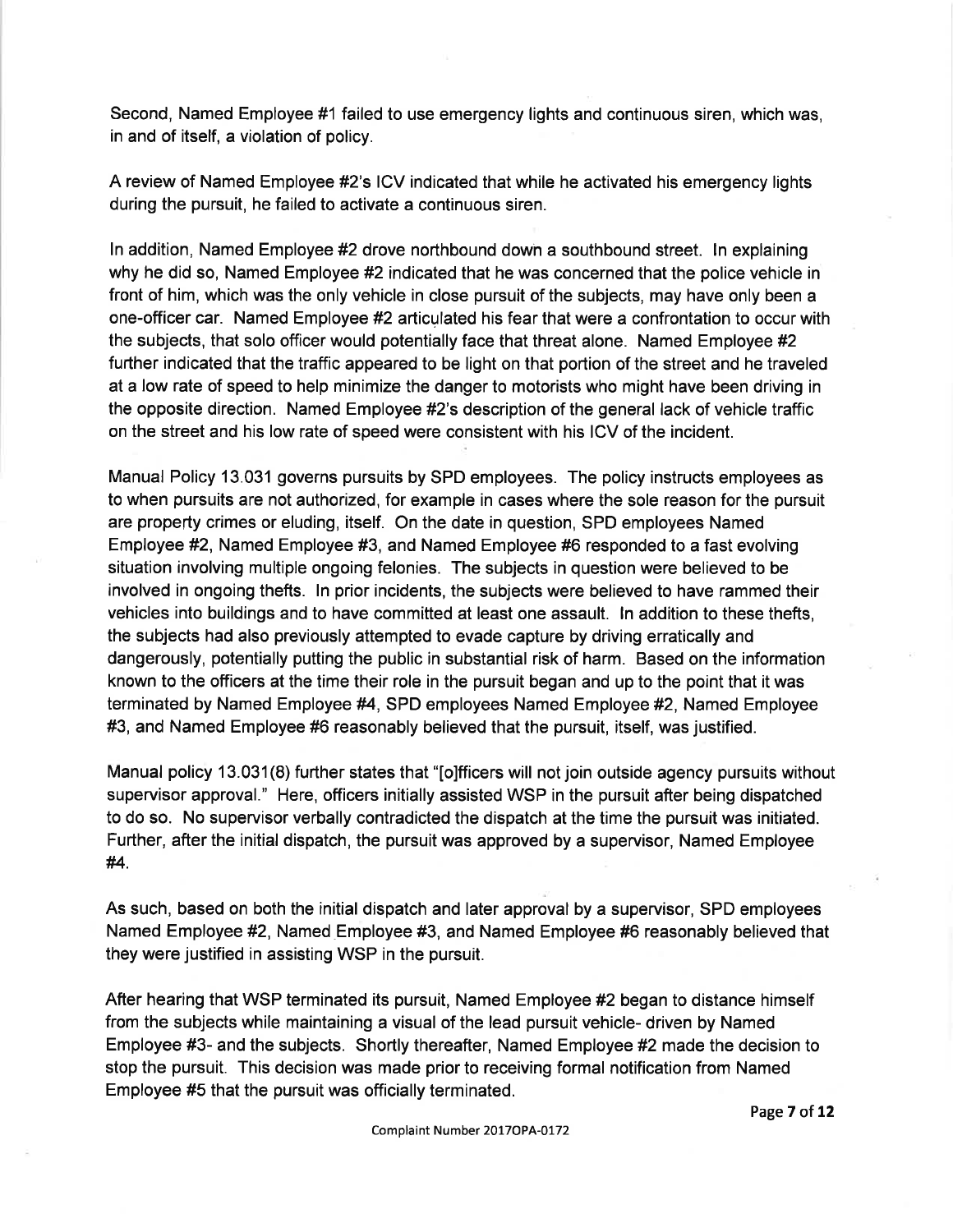Second, Named Employee #1 failed to use emergency lights and continuous siren, which was, in and of itself, a violation of policy.

A review of Named Employee #2's ICV indicated that while he activated his emergency lights during the pursuit, he failed to activate a continuous siren.

In addition, Named Employee #2 drove northbound down a southbound street. In explaining why he did so, Named Employee #2 indicated that he was concerned that the police vehicle in front of him, which was the only vehicle in close pursuit of the subjects, may have only been a one-officer car. Named Employee #2 articulated his fear that were a confrontation to occur with the subjects, that solo officer would potentially face that threat alone. Named Employee #2 further indicated that the traffic appeared to be light on that portion of the street and he traveled at a low rate of speed to help minimize the danger to motorists who might have been driving in the opposite direction. Named Employee #2's description of the general lack of vehicle traffic on the street and his low rate of speed were consistent with his ICV of the incident.

Manual Policy 13.031 governs pursuits by SPD employees. The policy instructs employees as to when pursuits are not authorized, for example in cases where the sole reason for the pursuit are property crimes or eluding, itself. On the date in question, SPD employees Named Employee #2, Named Employee #3, and Named Employee #6 responded to a fast evolving situation involving multiple ongoing felonies. The subjects in question were believed to be involved in ongoing thefts. In prior incidents, the subjects were believed to have rammed their vehicles into buildings and to have committed at least one assault. In addition to these thefts, the subjects had also previously attempted to evade capture by driving erratically and dangerously, potentially putting the public in substantial risk of harm. Based on the information known to the officers at the time their role in the pursuit began and up to the point that it was terminated by Named Employee #4, SPD employees Named Employee #2, Named Employee #3, and Named Employee #6 reasonably believed that the pursuit, itself, was justified.

Manual policy 13.031(8) further states that "[o]fficers will not join outside agency pursuits without supervisor approval." Here, officers initially assisted WSP in the pursuit after being dispatched to do so. No supervisor verbally contradicted the dispatch at the time the pursuit was initiated. Further, after the initial dispatch, the pursuit was approved by a supervisor, Named Employee #4.

As such, based on both the initial dispatch and later approval by a supervisor, SPD employees Named Employee #2, Named Employee #3, and Named Employee #6 reasonably believed that they were justified in assisting WSP in the pursuit.

After hearing that WSP terminated its pursuit, Named Employee #2 began to distance himself from the subjects while maintaining a visual of the lead pursuit vehicle- driven by Named Employee #3- and the subjects. Shortly thereafter, Named Employee #2 made the decision to stop the pursuit. This decision was made prior to receiving formal notification from Named Employee #5 that the pursuit was officially terminated.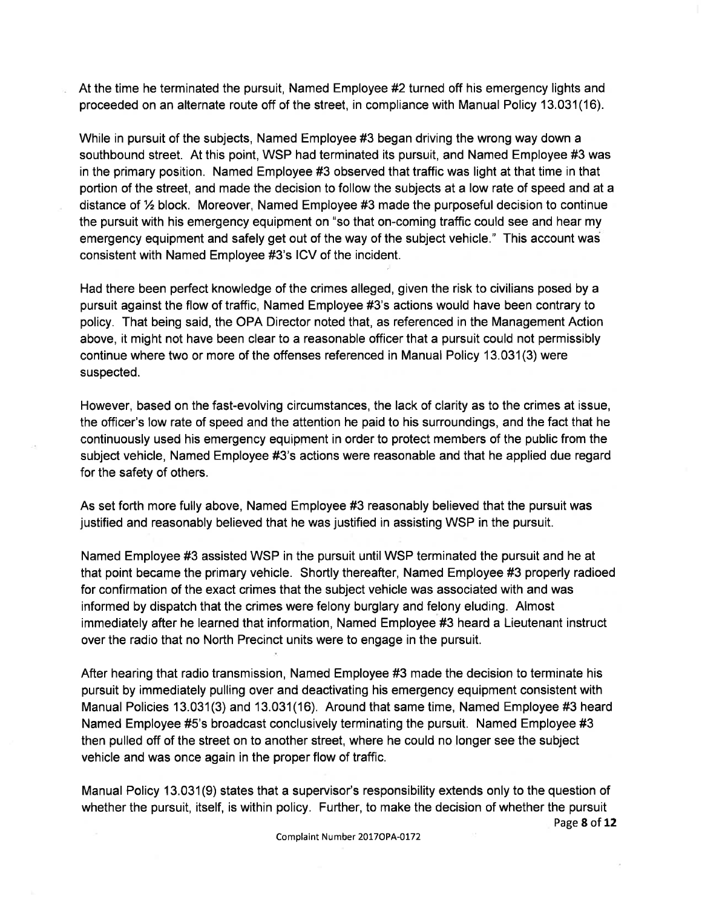At the time he terminated the pursuit, Named Employee #2 turned off his emergency lights and proceeded on an alternate route off of the street, in compliance with Manual Policy 13.031(16).

While in pursuit of the subjects, Named Employee #3 began driving the wrong way down a southbound street. At this point, WSP had terminated its pursuit, and Named Employee #3 was in the primary position. Named Employee #3 observed that traffic was light at that time in that portion of the street, and made the decision to follow the subjects at a low rate of speed and at a distance of ½ block. Moreover, Named Employee #3 made the purposeful decision to continue the pursuit with his emergency equipment on "so that on-coming traffic could see and hear my emergency equipment and safely get out of the way of the subject vehicle." This account was consistent with Named Employee #3's ICV of the incident.

Had there been perfect knowledge of the crimes alleged, given the risk to civilians posed by a pursuit against the flow of traffic, Named Employee #3's actions would have been contrary to policy. That being said, the OPA Director noted that, as referenced in the Management Action above, it might not have been clear to a reasonable officer that a pursuit could not permissibly continue where two or more of the offenses referenced in Manual Policy 13.031(3) were suspected.

However, based on the fast-evolving circumstances, the lack of clarity as to the crimes at issue, the officer's low rate of speed and the attention he paid to his surroundings, and the fact that he continuously used his emergency equipment in order to protect members of the public from the subject vehicle, Named Employee #3's actions were reasonable and that he applied due regard for the safety of others.

As set forth more fully above, Named Employee #3 reasonably believed that the pursuit was justified and reasonably believed that he was justified in assisting WSP in the pursuit.

Named Employee #3 assisted WSP in the pursuit until WSP terminated the pursuit and he at that point became the primary vehicle. Shortly thereafter, Named Employee #3 properly radioed for confirmation of the exact crimes that the subject vehicle was associated with and was informed by dispatch that the crimes were felony burglary and felony eluding. Almost immediately after he learned that information, Named Employee #3 heard a Lieutenant instruct over the radio that no North Precinct units were to engage in the pursuit.

After hearing that radio transmission, Named Employee #3 made the decision to terminate his pursuit by immediately pulling over and deactivating his emergency equipment consistent with Manual Policies 13.031(3) and 13.031(16). Around that same time, Named Employee #3 heard Named Employee #5's broadcast conclusively terminating the pursuit. Named Employee #3 then pulled off of the street on to another street, where he could no longer see the subject vehicle and was once again in the proper flow of traffic.

Manual Policy 13.031(9) states that a supervisor's responsibility extends only to the question of whether the pursuit, itself, is within policy. Further, to make the decision of whether the pursuit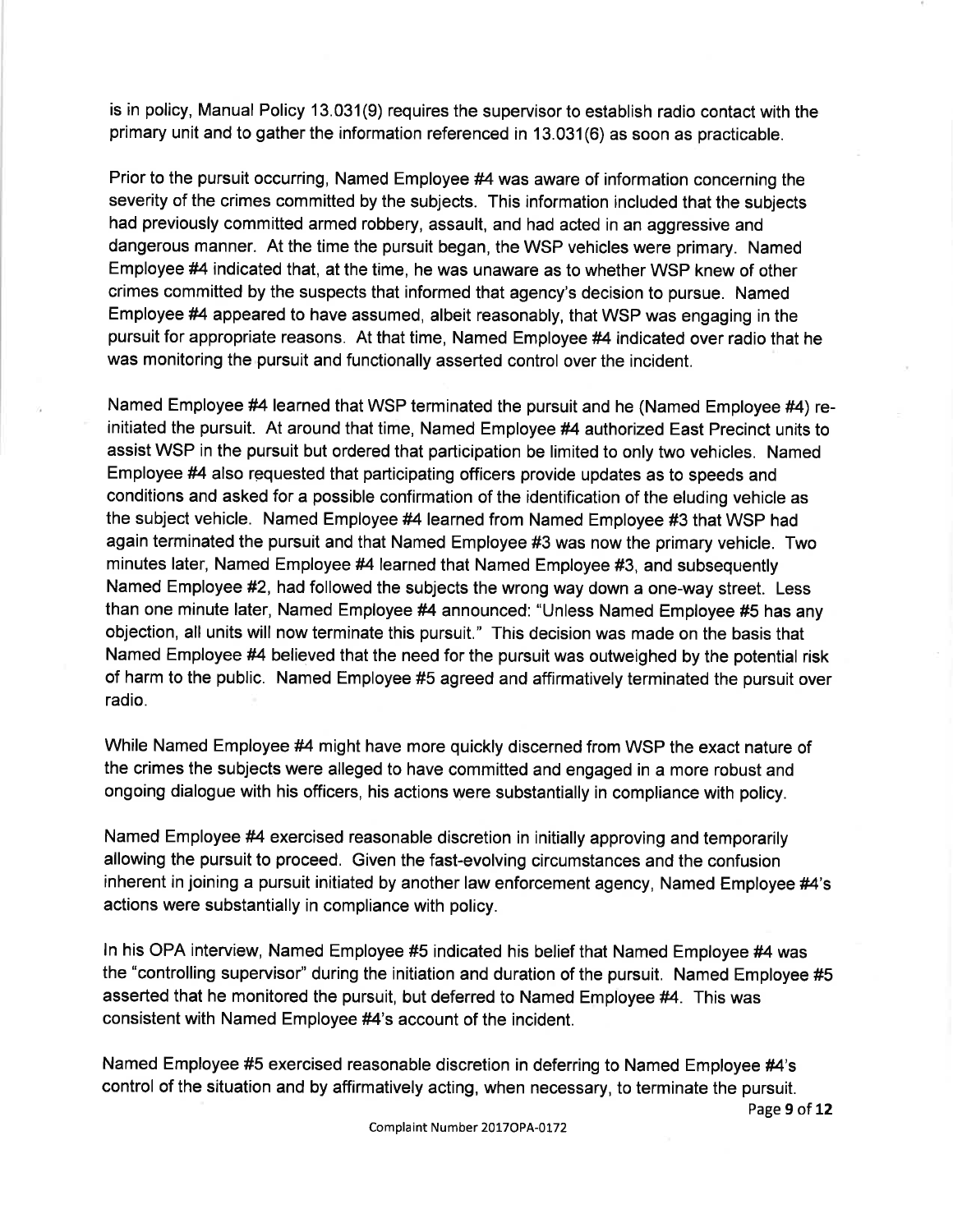is in policy, Manual Policy 13.031(9) requires the supervisor to establish radio contact with the primary unit and to gather the information referenced in 13.031(6) as soon as practicable.

Prior to the pursuit occurring, Named Employee #4 was aware of information concerning the severity of the crimes committed by the subjects. This information included that the subjects had previously committed armed robbery, assault, and had acted in an aggressive and dangerous manner. At the time the pursuit began, the WSP vehicles were primary. Named Employee #4 indicated that, at the time, he was unaware as to whether WSP knew of other crimes committed by the suspects that informed that agency's decision to pursue. Named Employee #4 appeared to have assumed, albeit reasonably, that WSP was engaging in the pursuit for appropriate reasons. At that time, Named Employee #4 indicated over radio that he was monitoring the pursuit and functionally asserted control over the incident.

Named Employee #4 learned that WSP terminated the pursuit and he (Named Employee #4) re-initiated the pursuit. At around that time, Named Employee #4 authorized East Precinct units to assist WSP in the pursuit but ordered that participation be limited to only two vehicles. Named Employee #4 also requested that participating officers provide updates as to speeds and conditions and asked for a possible confirmation of the identification of the eluding vehicle as the subject vehicle. Named Employee #4 learned from Named Employee #3 that WSP had again terminated the pursuit and that Named Employee #3 was now the primary vehicle. Two minutes later, Named Employee #4 learned that Named Employee #3, and subsequently Named Employee #2, had followed the subjects the wrong way down a one-way street. Less than one minute later, Named Employee #4 announced: "Unless Named Employee #5 has any objection, all units will now terminate this pursuit." This decision was made on the basis that Named Employee #4 believed that the need for the pursuit was outweighed by the potential risk of harm to the public. Named Employee #5 agreed and affirmatively terminated the pursuit over radio.

While Named Employee #4 might have more quickly discerned from WSP the exact nature of the crimes the subjects were alleged to have committed and engaged in a more robust and ongoing dialogue with his officers, his actions were substantially in compliance with policy.

Named Employee #4 exercised reasonable discretion in initially approving and temporarily allowing the pursuit to proceed. Given the fast-evolving circumstances and the confusion inherent in joining a pursuit initiated by another law enforcement agency, Named Employee #4's actions were substantially in compliance with policy.

In his OPA interview, Named Employee #5 indicated his belief that Named Employee #4 was the "controlling supervisor" during the initiation and duration of the pursuit. Named Employee #5 asserted that he monitored the pursuit, but deferred to Named Employee #4. This was consistent with Named Employee #4's account of the incident.

Named Employee #5 exercised reasonable discretion in deferring to Named Employee #4's control of the situation and by affirmatively acting, when necessary, to terminate the pursuit.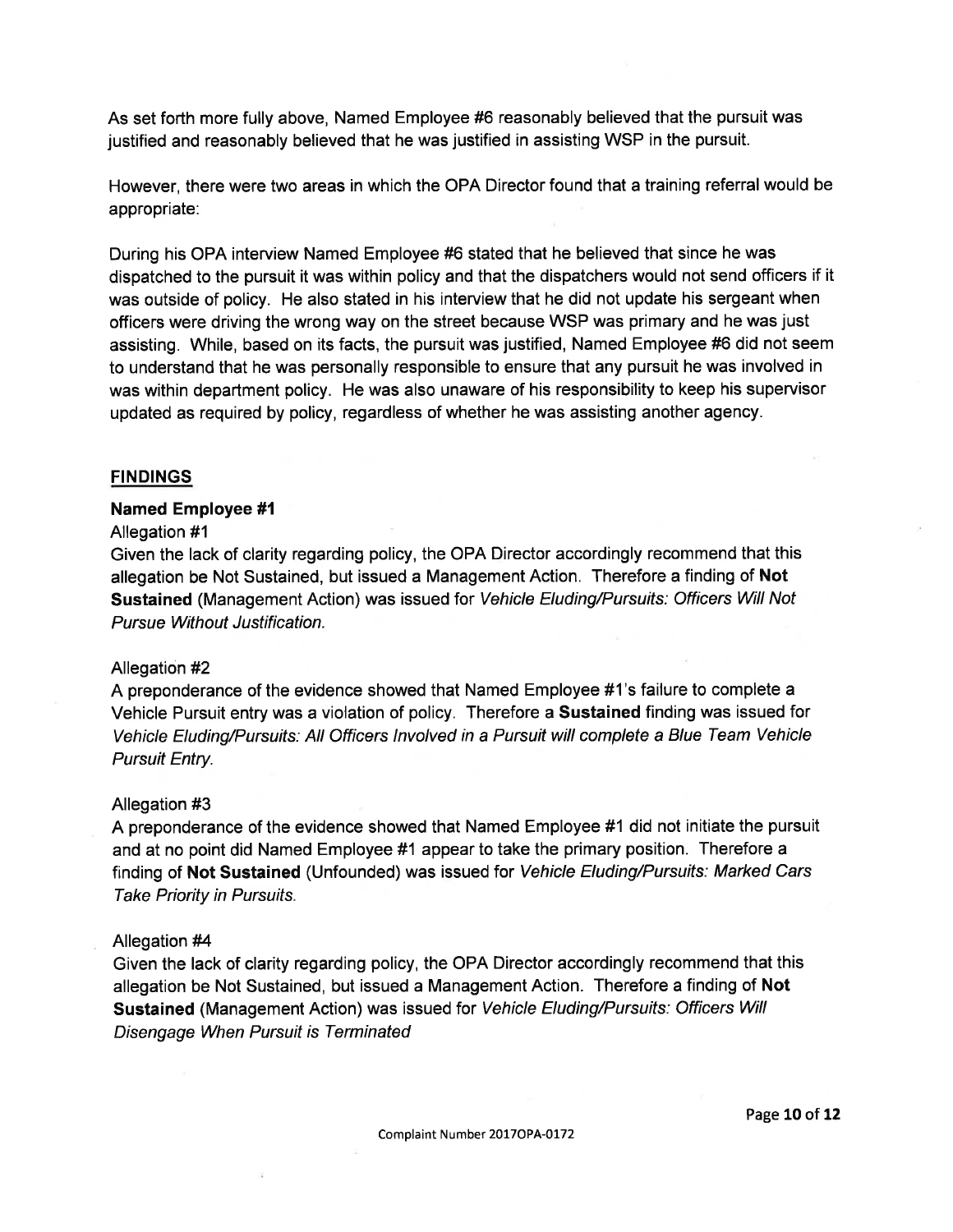As set forth more fully above, Named Employee #6 reasonably believed that the pursuit was justified and reasonably believed that he was justified in assisting WSP in the pursuit.

However, there were two areas in which the OPA Director found that a training referral would be appropriate:

During his OPA interview Named Employee #6 stated that he believed that since he was dispatched to the pursuit it was within policy and that the dispatchers would not send officers if it was outside of policy. He also stated in his interview that he did not update his sergeant when officers were driving the wrong way on the street because WSP was primary and he was just assisting. While, based on its facts, the pursuit was justified, Named Employee #6 did not seem to understand that he was personally responsible to ensure that any pursuit he was involved in was within department policy. He was also unaware of his responsibility to keep his supervisor updated as required by policy, regardless of whether he was assisting another agency.

## FINDINGS

### Named Employee #1

Allegation #1

Given the lack of clarity regarding policy, the OPA Director accordingly recommend that this allegation be Not Sustained, but issued a Management Action. Therefore a finding of **Not Sustained** (Management Action) was issued for *Vehicle Eluding/Pursuits: Officers Will Not Pursue Without Justification.*

Allegation #2

A preponderance of the evidence showed that Named Employee #1's failure to complete a Vehicle Pursuit entry was a violation of policy. Therefore a **Sustained** finding was issued for *Vehicle Eluding/Pursuits: All Officers Involved in a Pursuit will complete a Blue Team Vehicle Pursuit Entry.*

Allegation #3

A preponderance of the evidence showed that Named Employee #1 did not initiate the pursuit and at no point did Named Employee #1 appear to take the primary position. Therefore a finding of **Not Sustained** (Unfounded) was issued for *Vehicle Eluding/Pursuits: Marked Cars Take Priority in Pursuits.*

Allegation #4

Given the lack of clarity regarding policy, the OPA Director accordingly recommend that this allegation be Not Sustained, but issued a Management Action. Therefore a finding of **Not Sustained** (Management Action) was issued for *Vehicle Eluding/Pursuits: Officers Will Disengage When Pursuit is Terminated*

Complaint Number 2017OPA-0172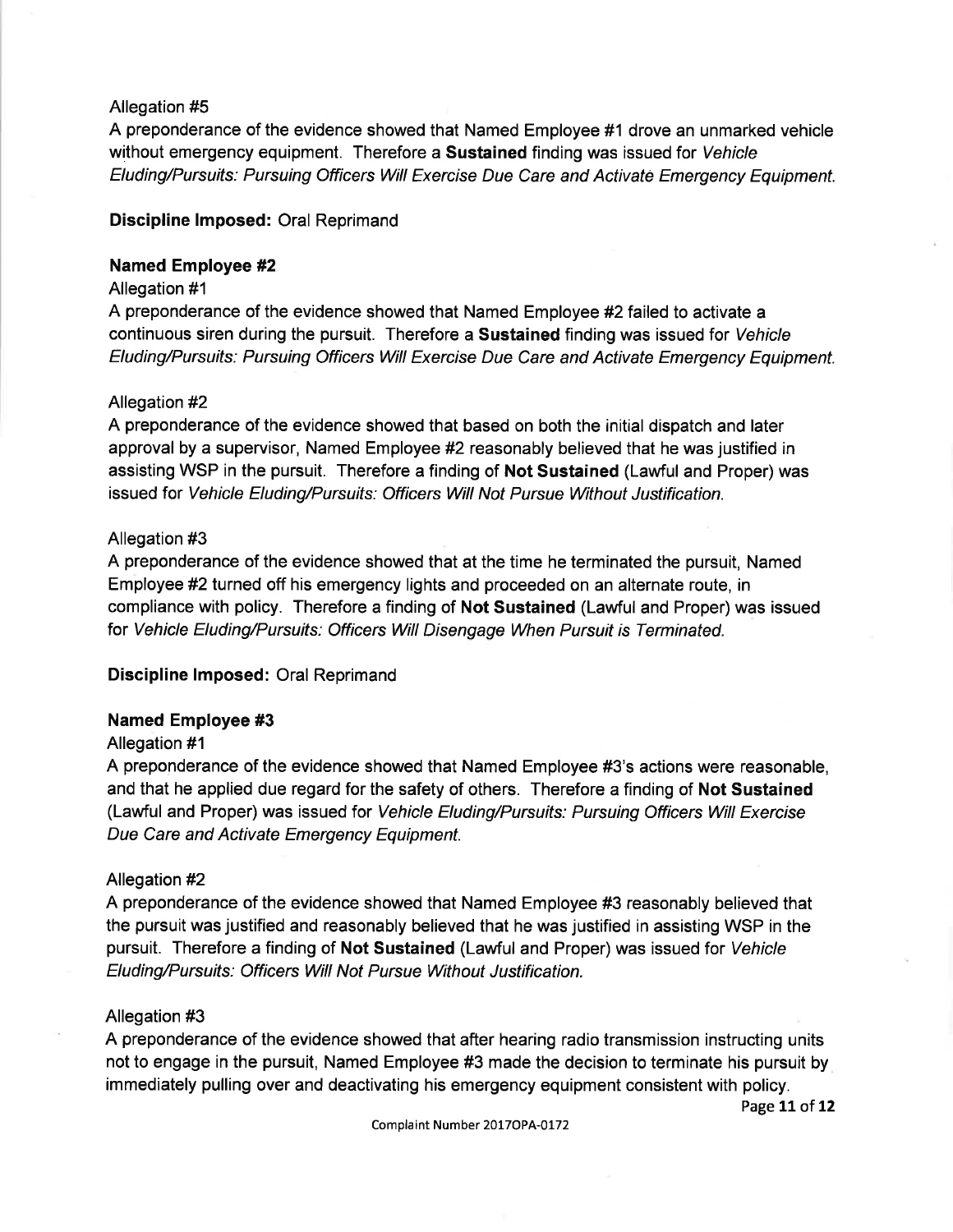Allegation #5

A preponderance of the evidence showed that Named Employee #1 drove an unmarked vehicle without emergency equipment. Therefore a **Sustained** finding was issued for *Vehicle Eluding/Pursuits: Pursuing Officers Will Exercise Due Care and Activate Emergency Equipment.*

**Discipline Imposed:** Oral Reprimand

**Named Employee #2**

Allegation #1

A preponderance of the evidence showed that Named Employee #2 failed to activate a continuous siren during the pursuit. Therefore a **Sustained** finding was issued for *Vehicle Eluding/Pursuits: Pursuing Officers Will Exercise Due Care and Activate Emergency Equipment.*

Allegation #2

A preponderance of the evidence showed that based on both the initial dispatch and later approval by a supervisor, Named Employee #2 reasonably believed that he was justified in assisting WSP in the pursuit. Therefore a finding of **Not Sustained** (Lawful and Proper) was issued for *Vehicle Eluding/Pursuits: Officers Will Not Pursue Without Justification.*

Allegation #3

A preponderance of the evidence showed that at the time he terminated the pursuit, Named Employee #2 turned off his emergency lights and proceeded on an alternate route, in compliance with policy. Therefore a finding of **Not Sustained** (Lawful and Proper) was issued for *Vehicle Eluding/Pursuits: Officers Will Disengage When Pursuit is Terminated.*

**Discipline Imposed:** Oral Reprimand

**Named Employee #3**

Allegation #1

A preponderance of the evidence showed that Named Employee #3's actions were reasonable, and that he applied due regard for the safety of others. Therefore a finding of **Not Sustained** (Lawful and Proper) was issued for *Vehicle Eluding/Pursuits: Pursuing Officers Will Exercise Due Care and Activate Emergency Equipment.*

Allegation #2

A preponderance of the evidence showed that Named Employee #3 reasonably believed that the pursuit was justified and reasonably believed that he was justified in assisting WSP in the pursuit. Therefore a finding of **Not Sustained** (Lawful and Proper) was issued for *Vehicle Eluding/Pursuits: Officers Will Not Pursue Without Justification.*

Allegation #3

A preponderance of the evidence showed that after hearing radio transmission instructing units not to engage in the pursuit, Named Employee #3 made the decision to terminate his pursuit by immediately pulling over and deactivating his emergency equipment consistent with policy.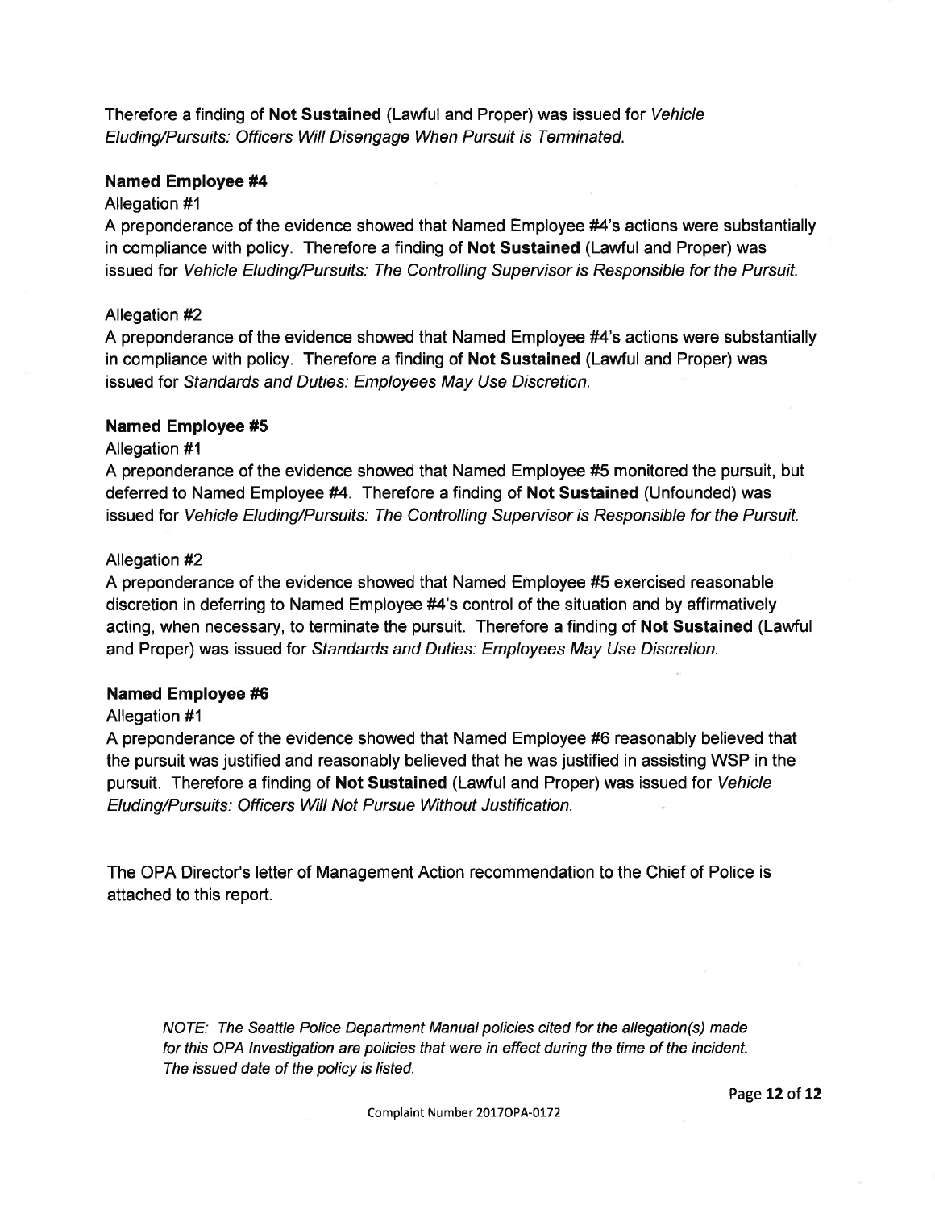Therefore a finding of **Not Sustained** (Lawful and Proper) was issued for *Vehicle Eluding/Pursuits: Officers Will Disengage When Pursuit is Terminated.*

**Named Employee #4**

Allegation #1

A preponderance of the evidence showed that Named Employee #4's actions were substantially in compliance with policy. Therefore a finding of **Not Sustained** (Lawful and Proper) was issued for *Vehicle Eluding/Pursuits: The Controlling Supervisor is Responsible for the Pursuit.*

Allegation #2

A preponderance of the evidence showed that Named Employee #4's actions were substantially in compliance with policy. Therefore a finding of **Not Sustained** (Lawful and Proper) was issued for *Standards and Duties: Employees May Use Discretion.*

**Named Employee #5**

Allegation #1

A preponderance of the evidence showed that Named Employee #5 monitored the pursuit, but deferred to Named Employee #4. Therefore a finding of **Not Sustained** (Unfounded) was issued for *Vehicle Eluding/Pursuits: The Controlling Supervisor is Responsible for the Pursuit.*

Allegation #2

A preponderance of the evidence showed that Named Employee #5 exercised reasonable discretion in deferring to Named Employee #4's control of the situation and by affirmatively acting, when necessary, to terminate the pursuit. Therefore a finding of **Not Sustained** (Lawful and Proper) was issued for *Standards and Duties: Employees May Use Discretion.*

**Named Employee #6**

Allegation #1

A preponderance of the evidence showed that Named Employee #6 reasonably believed that the pursuit was justified and reasonably believed that he was justified in assisting WSP in the pursuit. Therefore a finding of **Not Sustained** (Lawful and Proper) was issued for *Vehicle Eluding/Pursuits: Officers Will Not Pursue Without Justification.*

The OPA Director's letter of Management Action recommendation to the Chief of Police is attached to this report.

*NOTE: The Seattle Police Department Manual policies cited for the allegation(s) made for this OPA Investigation are policies that were in effect during the time of the incident. The issued date of the policy is listed.*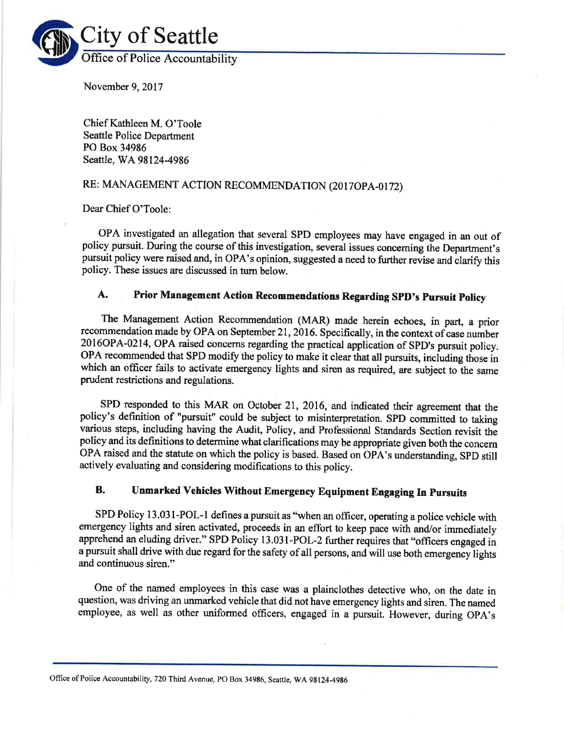# City of Seattle

## Office of Police Accountability

November 9, 2017

Chief Kathleen M. O'Toole
Seattle Police Department
PO Box 34986
Seattle, WA 98124-4986

RE: MANAGEMENT ACTION RECOMMENDATION (2017OPA-0172)

Dear Chief O'Toole:

OPA investigated an allegation that several SPD employees may have engaged in an out of policy pursuit. During the course of this investigation, several issues concerning the Department's pursuit policy were raised and, in OPA's opinion, suggested a need to further revise and clarify this policy. These issues are discussed in turn below.

### A. Prior Management Action Recommendations Regarding SPD's Pursuit Policy

The Management Action Recommendation (MAR) made herein echoes, in part, a prior recommendation made by OPA on September 21, 2016. Specifically, in the context of case number 2016OPA-0214, OPA raised concerns regarding the practical application of SPD's pursuit policy. OPA recommended that SPD modify the policy to make it clear that all pursuits, including those in which an officer fails to activate emergency lights and siren as required, are subject to the same prudent restrictions and regulations.

SPD responded to this MAR on October 21, 2016, and indicated their agreement that the policy's definition of "pursuit" could be subject to misinterpretation. SPD committed to taking various steps, including having the Audit, Policy, and Professional Standards Section revisit the policy and its definitions to determine what clarifications may be appropriate given both the concern OPA raised and the statute on which the policy is based. Based on OPA's understanding, SPD still actively evaluating and considering modifications to this policy.

### B. Unmarked Vehicles Without Emergency Equipment Engaging In Pursuits

SPD Policy 13.031-POL-1 defines a pursuit as "when an officer, operating a police vehicle with emergency lights and siren activated, proceeds in an effort to keep pace with and/or immediately apprehend an eluding driver." SPD Policy 13.031-POL-2 further requires that "officers engaged in a pursuit shall drive with due regard for the safety of all persons, and will use both emergency lights and continuous siren."

One of the named employees in this case was a plainclothes detective who, on the date in question, was driving an unmarked vehicle that did not have emergency lights and siren. The named employee, as well as other uniformed officers, engaged in a pursuit. However, during OPA's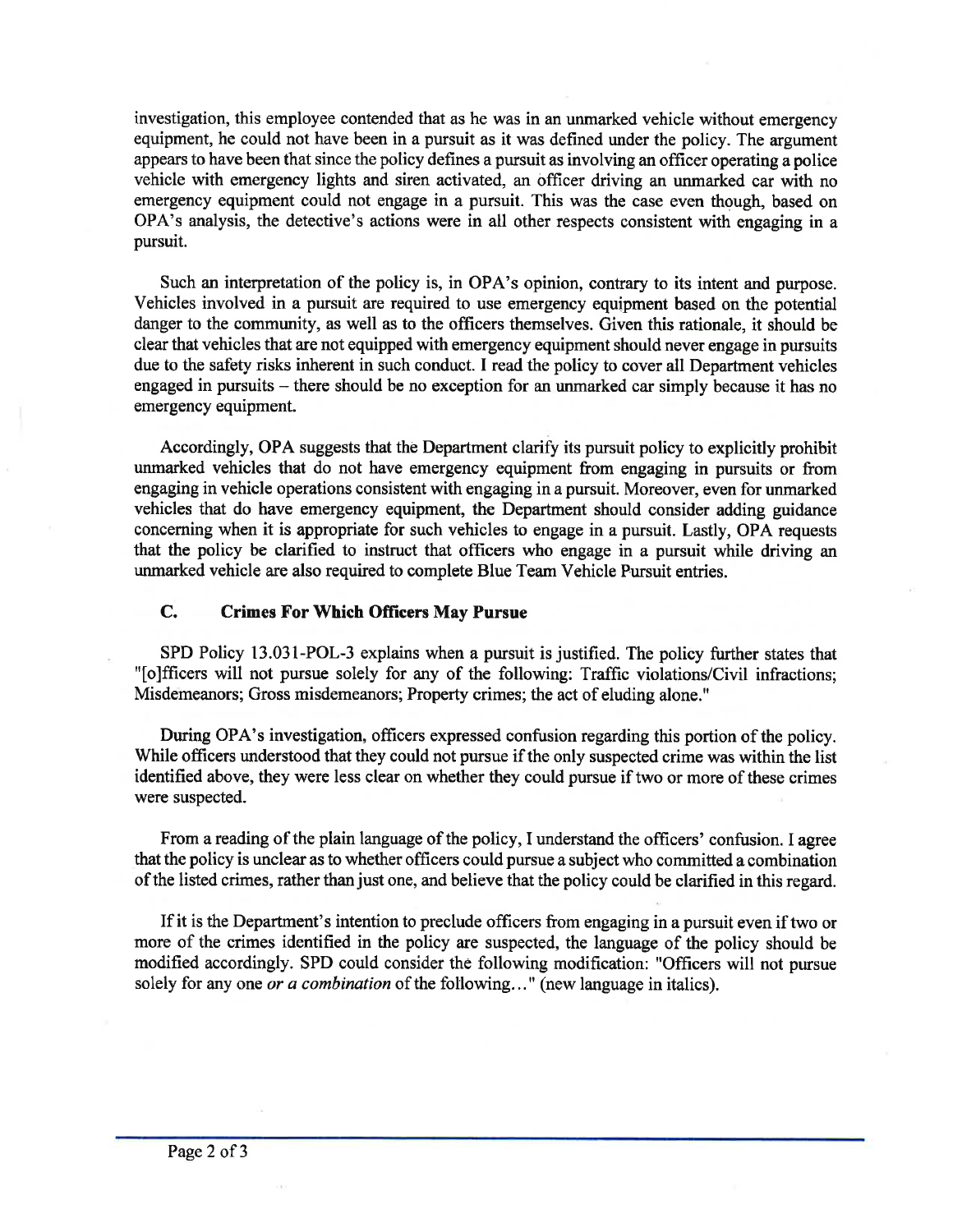investigation, this employee contended that as he was in an unmarked vehicle without emergency equipment, he could not have been in a pursuit as it was defined under the policy. The argument appears to have been that since the policy defines a pursuit as involving an officer operating a police vehicle with emergency lights and siren activated, an officer driving an unmarked car with no emergency equipment could not engage in a pursuit. This was the case even though, based on OPA's analysis, the detective's actions were in all other respects consistent with engaging in a pursuit.

Such an interpretation of the policy is, in OPA's opinion, contrary to its intent and purpose. Vehicles involved in a pursuit are required to use emergency equipment based on the potential danger to the community, as well as to the officers themselves. Given this rationale, it should be clear that vehicles that are not equipped with emergency equipment should never engage in pursuits due to the safety risks inherent in such conduct. I read the policy to cover all Department vehicles engaged in pursuits – there should be no exception for an unmarked car simply because it has no emergency equipment.

Accordingly, OPA suggests that the Department clarify its pursuit policy to explicitly prohibit unmarked vehicles that do not have emergency equipment from engaging in pursuits or from engaging in vehicle operations consistent with engaging in a pursuit. Moreover, even for unmarked vehicles that do have emergency equipment, the Department should consider adding guidance concerning when it is appropriate for such vehicles to engage in a pursuit. Lastly, OPA requests that the policy be clarified to instruct that officers who engage in a pursuit while driving an unmarked vehicle are also required to complete Blue Team Vehicle Pursuit entries.

### C. Crimes For Which Officers May Pursue

SPD Policy 13.031-POL-3 explains when a pursuit is justified. The policy further states that "[o]fficers will not pursue solely for any of the following: Traffic violations/Civil infractions; Misdemeanors; Gross misdemeanors; Property crimes; the act of eluding alone."

During OPA's investigation, officers expressed confusion regarding this portion of the policy. While officers understood that they could not pursue if the only suspected crime was within the list identified above, they were less clear on whether they could pursue if two or more of these crimes were suspected.

From a reading of the plain language of the policy, I understand the officers' confusion. I agree that the policy is unclear as to whether officers could pursue a subject who committed a combination of the listed crimes, rather than just one, and believe that the policy could be clarified in this regard.

If it is the Department's intention to preclude officers from engaging in a pursuit even if two or more of the crimes identified in the policy are suspected, the language of the policy should be modified accordingly. SPD could consider the following modification: "Officers will not pursue solely for any one *or a combination* of the following..." (new language in italics).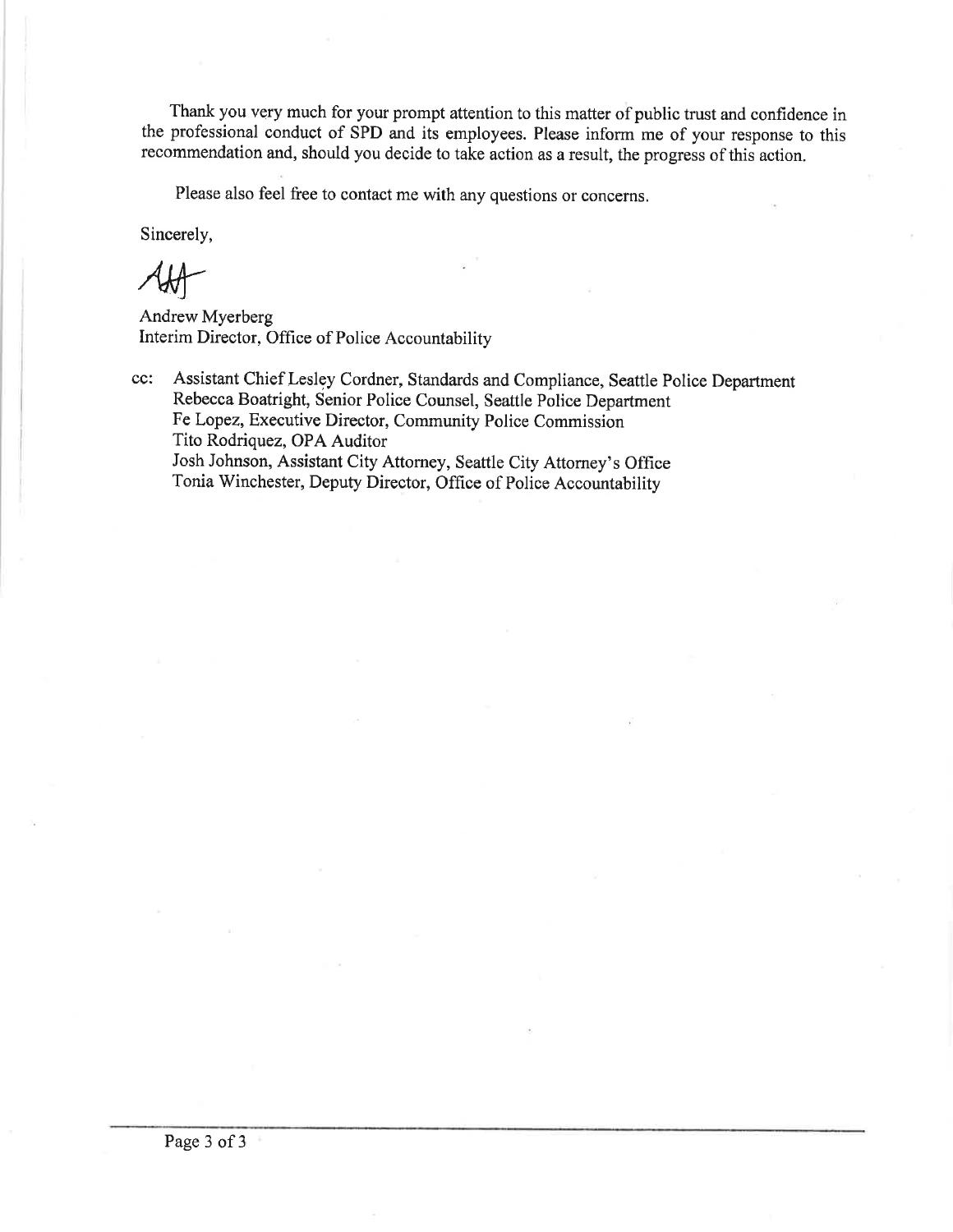Thank you very much for your prompt attention to this matter of public trust and confidence in the professional conduct of SPD and its employees. Please inform me of your response to this recommendation and, should you decide to take action as a result, the progress of this action.

Please also feel free to contact me with any questions or concerns.

Sincerely,

Andrew Myerberg
Interim Director, Office of Police Accountability

cc: Assistant Chief Lesley Cordner, Standards and Compliance, Seattle Police Department
Rebecca Boatright, Senior Police Counsel, Seattle Police Department
Fe Lopez, Executive Director, Community Police Commission
Tito Rodriquez, OPA Auditor
Josh Johnson, Assistant City Attorney, Seattle City Attorney's Office
Tonia Winchester, Deputy Director, Office of Police Accountability